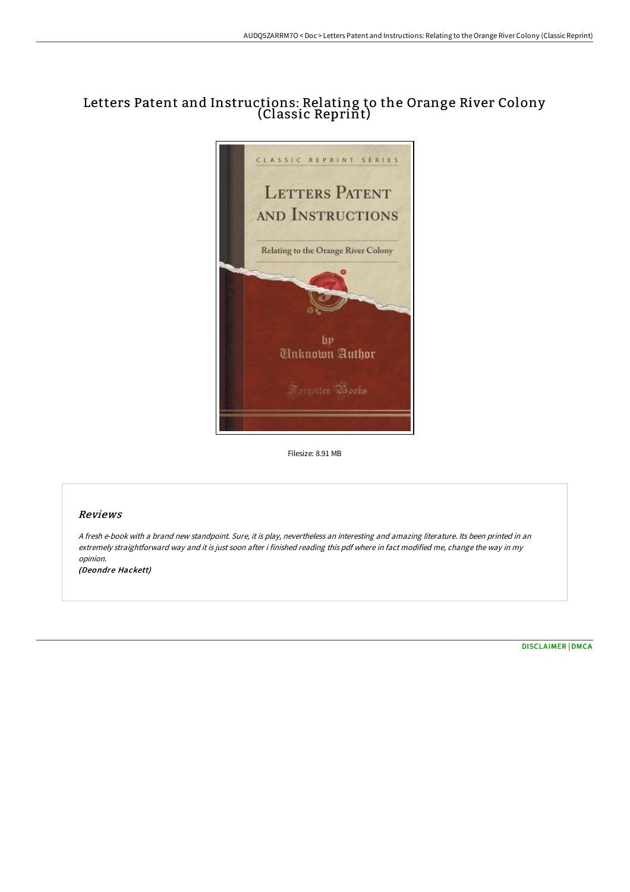# Letters Patent and Instructions: Relating to the Orange River Colony (Classic Reprint)

Filesize: 8.91 MB

## Reviews

*A fresh e-book with a brand new standpoint. Sure, it is play, nevertheless an interesting and amazing literature. Its been printed in an extremely straightforward way and it is just soon after i finished reading this pdf where in fact modified me, change the way in my opinion.*

*(Deondre Hackett)*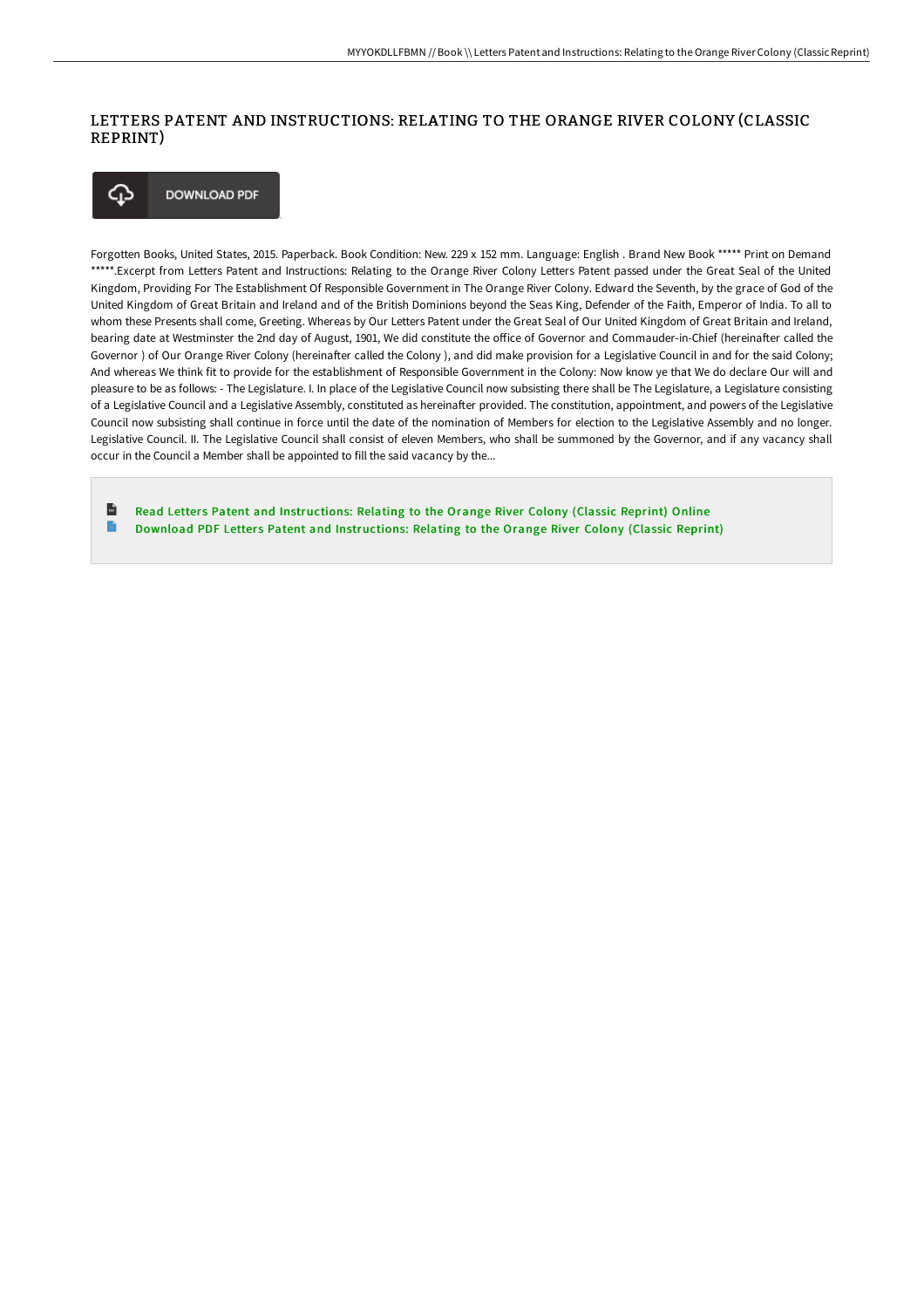# LETTERS PATENT AND INSTRUCTIONS: RELATING TO THE ORANGE RIVER COLONY (CLASSIC REPRINT)

DOWNLOAD PDF

Forgotten Books, United States, 2015. Paperback. Book Condition: New. 229 x 152 mm. Language: English . Brand New Book ***** Print on Demand *****.Excerpt from Letters Patent and Instructions: Relating to the Orange River Colony Letters Patent passed under the Great Seal of the United Kingdom, Providing For The Establishment Of Responsible Government in The Orange River Colony. Edward the Seventh, by the grace of God of the United Kingdom of Great Britain and Ireland and of the British Dominions beyond the Seas King, Defender of the Faith, Emperor of India. To all to whom these Presents shall come, Greeting. Whereas by Our Letters Patent under the Great Seal of Our United Kingdom of Great Britain and Ireland, bearing date at Westminster the 2nd day of August, 1901, We did constitute the office of Governor and Commauder-in-Chief (hereinafter called the Governor ) of Our Orange River Colony (hereinafter called the Colony ), and did make provision for a Legislative Council in and for the said Colony; And whereas We think fit to provide for the establishment of Responsible Government in the Colony: Now know ye that We do declare Our will and pleasure to be as follows: - The Legislature. I. In place of the Legislative Council now subsisting there shall be The Legislature, a Legislature consisting of a Legislative Council and a Legislative Assembly, constituted as hereinafter provided. The constitution, appointment, and powers of the Legislative Council now subsisting shall continue in force until the date of the nomination of Members for election to the Legislative Assembly and no longer. Legislative Council. II. The Legislative Council shall consist of eleven Members, who shall be summoned by the Governor, and if any vacancy shall occur in the Council a Member shall be appointed to fill the said vacancy by the...

- Read Letters Patent and Instructions: Relating to the Orange River Colony (Classic Reprint) Online
- Download PDF Letters Patent and Instructions: Relating to the Orange River Colony (Classic Reprint)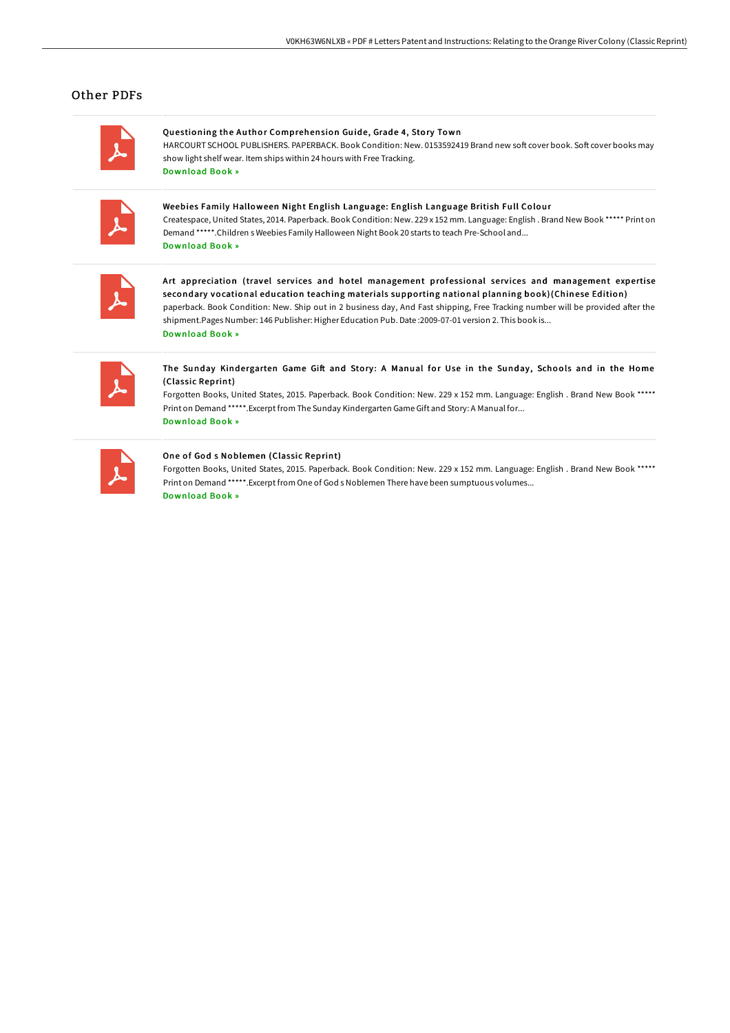## Other PDFs

### Questioning the Author Comprehension Guide, Grade 4, Story Town

HARCOURT SCHOOL PUBLISHERS. PAPERBACK. Book Condition: New. 0153592419 Brand new soft cover book. Soft cover books may show light shelf wear. Item ships within 24 hours with Free Tracking.

Download Book »

### Weebies Family Halloween Night English Language: English Language British Full Colour

Createspace, United States, 2014. Paperback. Book Condition: New. 229 x 152 mm. Language: English . Brand New Book ***** Print on Demand *****.Children s Weebies Family Halloween Night Book 20 starts to teach Pre-School and...

Download Book »

### Art appreciation (travel services and hotel management professional services and management expertise secondary vocational education teaching materials supporting national planning book)(Chinese Edition)

paperback. Book Condition: New. Ship out in 2 business day, And Fast shipping, Free Tracking number will be provided after the shipment.Pages Number: 146 Publisher: Higher Education Pub. Date :2009-07-01 version 2. This book is...

Download Book »

### The Sunday Kindergarten Game Gift and Story: A Manual for Use in the Sunday, Schools and in the Home (Classic Reprint)

Forgotten Books, United States, 2015. Paperback. Book Condition: New. 229 x 152 mm. Language: English . Brand New Book ***** Print on Demand *****.Excerpt from The Sunday Kindergarten Game Gift and Story: A Manual for...

Download Book »

### One of God s Noblemen (Classic Reprint)

Forgotten Books, United States, 2015. Paperback. Book Condition: New. 229 x 152 mm. Language: English . Brand New Book ***** Print on Demand *****.Excerpt from One of God s Noblemen There have been sumptuous volumes...

Download Book »